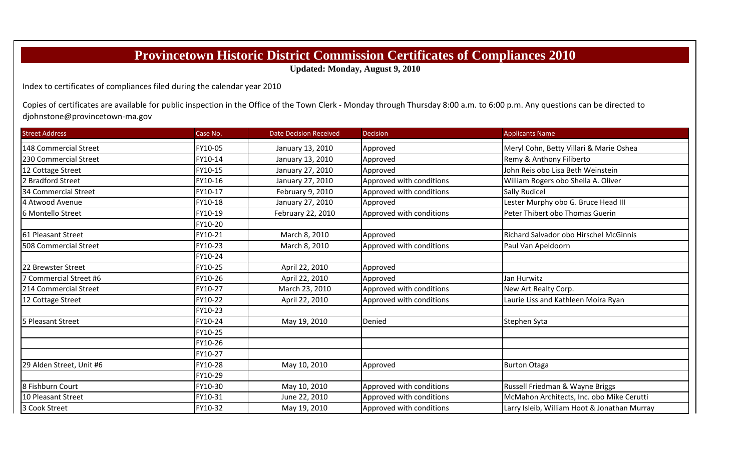# Provincetown Historic District Commission Certificates of Compliances 2010

**Updated: Monday, August 9, 2010**

Index to certificates of compliances filed during the calendar year 2010

Copies of certificates are available for public inspection in the Office of the Town Clerk - Monday through Thursday 8:00 a.m. to 6:00 p.m. Any questions can be directed to djohnstone@provincetown-ma.gov

| Street Address | Case No. | Date Decision Received | Decision | Applicants Name |
|---|---|---|---|---|
| 148 Commercial Street | FY10-05 | January 13, 2010 | Approved | Meryl Cohn, Betty Villari & Marie Oshea |
| 230 Commercial Street | FY10-14 | January 13, 2010 | Approved | Remy & Anthony Filiberto |
| 12 Cottage Street | FY10-15 | January 27, 2010 | Approved | John Reis obo Lisa Beth Weinstein |
| 2 Bradford Street | FY10-16 | January 27, 2010 | Approved with conditions | William Rogers obo Sheila A. Oliver |
| 34 Commercial Street | FY10-17 | February 9, 2010 | Approved with conditions | Sally Rudicel |
| 4 Atwood Avenue | FY10-18 | January 27, 2010 | Approved | Lester Murphy obo G. Bruce Head III |
| 6 Montello Street | FY10-19 | February 22, 2010 | Approved with conditions | Peter Thibert obo Thomas Guerin |
| | FY10-20 | | | |
| 61 Pleasant Street | FY10-21 | March 8, 2010 | Approved | Richard Salvador obo Hirschel McGinnis |
| 508 Commercial Street | FY10-23 | March 8, 2010 | Approved with conditions | Paul Van Apeldoorn |
| | FY10-24 | | | |
| 22 Brewster Street | FY10-25 | April 22, 2010 | Approved | |
| 7 Commercial Street #6 | FY10-26 | April 22, 2010 | Approved | Jan Hurwitz |
| 214 Commercial Street | FY10-27 | March 23, 2010 | Approved with conditions | New Art Realty Corp. |
| 12 Cottage Street | FY10-22 | April 22, 2010 | Approved with conditions | Laurie Liss and Kathleen Moira Ryan |
| | FY10-23 | | | |
| 5 Pleasant Street | FY10-24 | May 19, 2010 | Denied | Stephen Syta |
| | FY10-25 | | | |
| | FY10-26 | | | |
| | FY10-27 | | | |
| 29 Alden Street, Unit #6 | FY10-28 | May 10, 2010 | Approved | Burton Otaga |
| | FY10-29 | | | |
| 8 Fishburn Court | FY10-30 | May 10, 2010 | Approved with conditions | Russell Friedman & Wayne Briggs |
| 10 Pleasant Street | FY10-31 | June 22, 2010 | Approved with conditions | McMahon Architects, Inc. obo Mike Cerutti |
| 3 Cook Street | FY10-32 | May 19, 2010 | Approved with conditions | Larry Isleib, William Hoot & Jonathan Murray |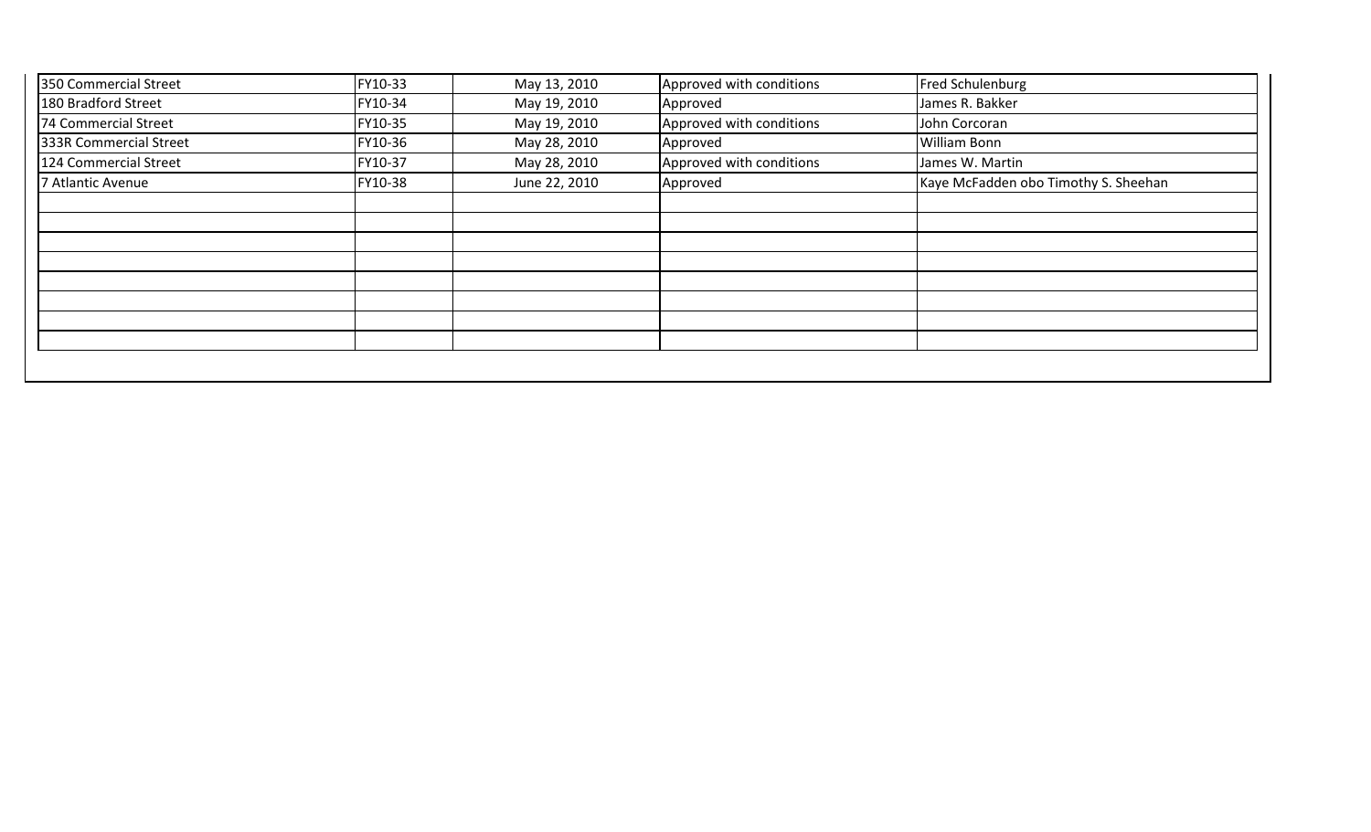| | | | | |
|---|---|---|---|---|
| 350 Commercial Street | FY10-33 | May 13, 2010 | Approved with conditions | Fred Schulenburg |
| 180 Bradford Street | FY10-34 | May 19, 2010 | Approved | James R. Bakker |
| 74 Commercial Street | FY10-35 | May 19, 2010 | Approved with conditions | John Corcoran |
| 333R Commercial Street | FY10-36 | May 28, 2010 | Approved | William Bonn |
| 124 Commercial Street | FY10-37 | May 28, 2010 | Approved with conditions | James W. Martin |
| 7 Atlantic Avenue | FY10-38 | June 22, 2010 | Approved | Kaye McFadden obo Timothy S. Sheehan |
| | | | | |
| | | | | |
| | | | | |
| | | | | |
| | | | | |
| | | | | |
| | | | | |
| | | | | |